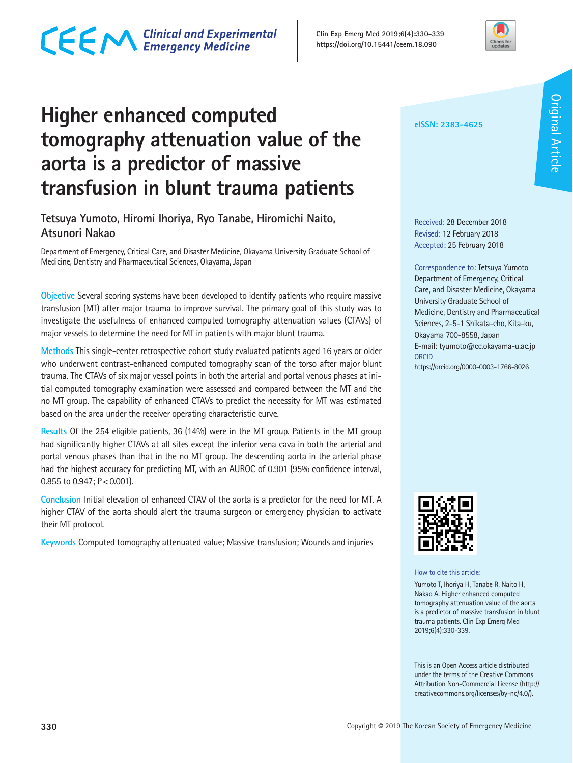# Higher enhanced computed tomography attenuation value of the aorta is a predictor of massive transfusion in blunt trauma patients

Tetsuya Yumoto, Hiromi Ihoriya, Ryo Tanabe, Hiromichi Naito, Atsunori Nakao

Department of Emergency, Critical Care, and Disaster Medicine, Okayama University Graduate School of Medicine, Dentistry and Pharmaceutical Sciences, Okayama, Japan

**Objective** Several scoring systems have been developed to identify patients who require massive transfusion (MT) after major trauma to improve survival. The primary goal of this study was to investigate the usefulness of enhanced computed tomography attenuation values (CTAVs) of major vessels to determine the need for MT in patients with major blunt trauma.

**Methods** This single-center retrospective cohort study evaluated patients aged 16 years or older who underwent contrast-enhanced computed tomography scan of the torso after major blunt trauma. The CTAVs of six major vessel points in both the arterial and portal venous phases at initial computed tomography examination were assessed and compared between the MT and the no MT group. The capability of enhanced CTAVs to predict the necessity for MT was estimated based on the area under the receiver operating characteristic curve.

**Results** Of the 254 eligible patients, 36 (14%) were in the MT group. Patients in the MT group had significantly higher CTAVs at all sites except the inferior vena cava in both the arterial and portal venous phases than that in the no MT group. The descending aorta in the arterial phase had the highest accuracy for predicting MT, with an AUROC of 0.901 (95% confidence interval, 0.855 to 0.947; $P<0.001$).

**Conclusion** Initial elevation of enhanced CTAV of the aorta is a predictor for the need for MT. A higher CTAV of the aorta should alert the trauma surgeon or emergency physician to activate their MT protocol.

**Keywords** Computed tomography attenuated value; Massive transfusion; Wounds and injuries

eISSN: 2383-4625

Received: 28 December 2018
Revised: 12 February 2018
Accepted: 25 February 2018

Correspondence to: Tetsuya Yumoto
Department of Emergency, Critical Care, and Disaster Medicine, Okayama University Graduate School of Medicine, Dentistry and Pharmaceutical Sciences, 2-5-1 Shikata-cho, Kita-ku, Okayama 700-8558, Japan
E-mail: tyumoto@cc.okayama-u.ac.jp
ORCID
https://orcid.org/0000-0003-1766-8026

How to cite this article:
Yumoto T, Ihoriya H, Tanabe R, Naito H, Nakao A. Higher enhanced computed tomography attenuation value of the aorta is a predictor of massive transfusion in blunt trauma patients. Clin Exp Emerg Med 2019;6(4):330-339.

This is an Open Access article distributed under the terms of the Creative Commons Attribution Non-Commercial License (http://creativecommons.org/licenses/by-nc/4.0/).

Copyright © 2019 The Korean Society of Emergency Medicine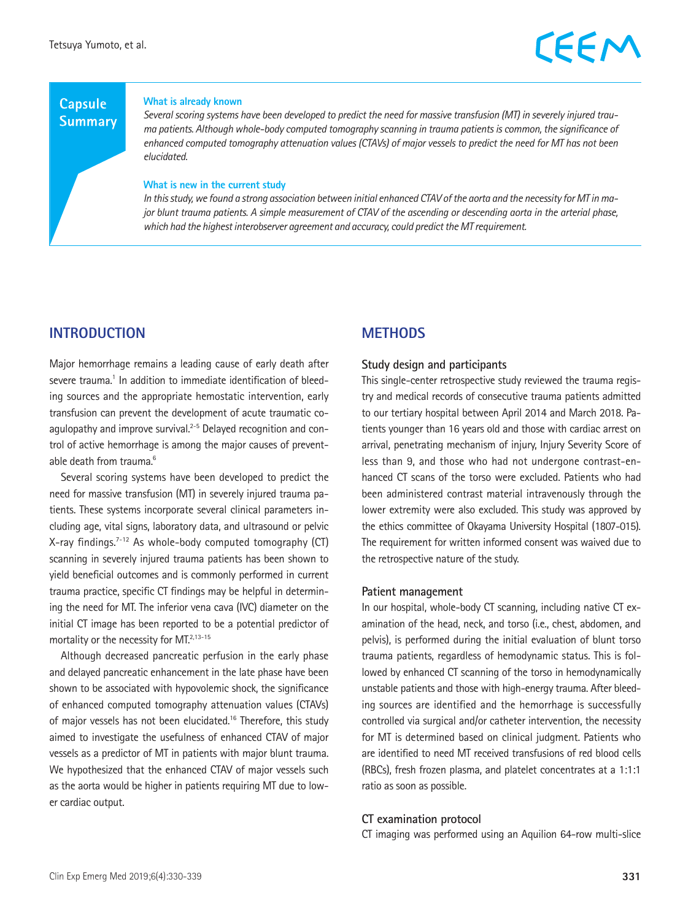## Capsule Summary

**What is already known**

*Several scoring systems have been developed to predict the need for massive transfusion (MT) in severely injured trauma patients. Although whole-body computed tomography scanning in trauma patients is common, the significance of enhanced computed tomography attenuation values (CTAVs) of major vessels to predict the need for MT has not been elucidated.*

**What is new in the current study**

*In this study, we found a strong association between initial enhanced CTAV of the aorta and the necessity for MT in major blunt trauma patients. A simple measurement of CTAV of the ascending or descending aorta in the arterial phase, which had the highest interobserver agreement and accuracy, could predict the MT requirement.*

## INTRODUCTION

Major hemorrhage remains a leading cause of early death after severe trauma.[1] In addition to immediate identification of bleeding sources and the appropriate hemostatic intervention, early transfusion can prevent the development of acute traumatic coagulopathy and improve survival.[2-5] Delayed recognition and control of active hemorrhage is among the major causes of preventable death from trauma.[6]

Several scoring systems have been developed to predict the need for massive transfusion (MT) in severely injured trauma patients. These systems incorporate several clinical parameters including age, vital signs, laboratory data, and ultrasound or pelvic X-ray findings.[7-12] As whole-body computed tomography (CT) scanning in severely injured trauma patients has been shown to yield beneficial outcomes and is commonly performed in current trauma practice, specific CT findings may be helpful in determining the need for MT. The inferior vena cava (IVC) diameter on the initial CT image has been reported to be a potential predictor of mortality or the necessity for MT.[2,13-15]

Although decreased pancreatic perfusion in the early phase and delayed pancreatic enhancement in the late phase have been shown to be associated with hypovolemic shock, the significance of enhanced computed tomography attenuation values (CTAVs) of major vessels has not been elucidated.[16] Therefore, this study aimed to investigate the usefulness of enhanced CTAV of major vessels as a predictor of MT in patients with major blunt trauma. We hypothesized that the enhanced CTAV of major vessels such as the aorta would be higher in patients requiring MT due to lower cardiac output.

## METHODS

### Study design and participants

This single-center retrospective study reviewed the trauma registry and medical records of consecutive trauma patients admitted to our tertiary hospital between April 2014 and March 2018. Patients younger than 16 years old and those with cardiac arrest on arrival, penetrating mechanism of injury, Injury Severity Score of less than 9, and those who had not undergone contrast-enhanced CT scans of the torso were excluded. Patients who had been administered contrast material intravenously through the lower extremity were also excluded. This study was approved by the ethics committee of Okayama University Hospital (1807-015). The requirement for written informed consent was waived due to the retrospective nature of the study.

### Patient management

In our hospital, whole-body CT scanning, including native CT examination of the head, neck, and torso (i.e., chest, abdomen, and pelvis), is performed during the initial evaluation of blunt torso trauma patients, regardless of hemodynamic status. This is followed by enhanced CT scanning of the torso in hemodynamically unstable patients and those with high-energy trauma. After bleeding sources are identified and the hemorrhage is successfully controlled via surgical and/or catheter intervention, the necessity for MT is determined based on clinical judgment. Patients who are identified to need MT received transfusions of red blood cells (RBCs), fresh frozen plasma, and platelet concentrates at a 1:1:1 ratio as soon as possible.

### CT examination protocol

CT imaging was performed using an Aquilion 64-row multi-slice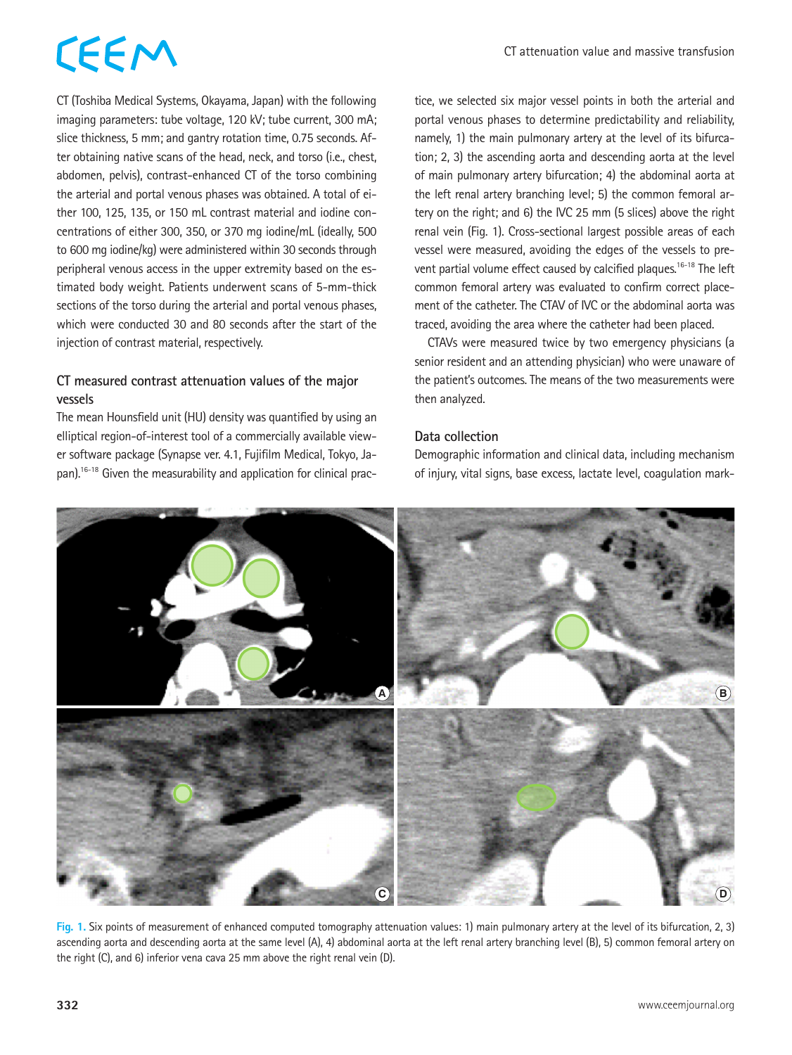CT (Toshiba Medical Systems, Okayama, Japan) with the following imaging parameters: tube voltage, 120 kV; tube current, 300 mA; slice thickness, 5 mm; and gantry rotation time, 0.75 seconds. After obtaining native scans of the head, neck, and torso (i.e., chest, abdomen, pelvis), contrast-enhanced CT of the torso combining the arterial and portal venous phases was obtained. A total of either 100, 125, 135, or 150 mL contrast material and iodine concentrations of either 300, 350, or 370 mg iodine/mL (ideally, 500 to 600 mg iodine/kg) were administered within 30 seconds through peripheral venous access in the upper extremity based on the estimated body weight. Patients underwent scans of 5-mm-thick sections of the torso during the arterial and portal venous phases, which were conducted 30 and 80 seconds after the start of the injection of contrast material, respectively.

### CT measured contrast attenuation values of the major vessels

The mean Hounsfield unit (HU) density was quantified by using an elliptical region-of-interest tool of a commercially available viewer software package (Synapse ver. 4.1, Fujifilm Medical, Tokyo, Japan).[16-18] Given the measurability and application for clinical practice, we selected six major vessel points in both the arterial and portal venous phases to determine predictability and reliability, namely, 1) the main pulmonary artery at the level of its bifurcation; 2, 3) the ascending aorta and descending aorta at the level of main pulmonary artery bifurcation; 4) the abdominal aorta at the left renal artery branching level; 5) the common femoral artery on the right; and 6) the IVC 25 mm (5 slices) above the right renal vein (Fig. 1). Cross-sectional largest possible areas of each vessel were measured, avoiding the edges of the vessels to prevent partial volume effect caused by calcified plaques.[16-18] The left common femoral artery was evaluated to confirm correct placement of the catheter. The CTAV of IVC or the abdominal aorta was traced, avoiding the area where the catheter had been placed.

CTAVs were measured twice by two emergency physicians (a senior resident and an attending physician) who were unaware of the patient's outcomes. The means of the two measurements were then analyzed.

### Data collection

Demographic information and clinical data, including mechanism of injury, vital signs, base excess, lactate level, coagulation mark-

Fig. 1. Six points of measurement of enhanced computed tomography attenuation values: 1) main pulmonary artery at the level of its bifurcation, 2, 3) ascending aorta and descending aorta at the same level (A), 4) abdominal aorta at the left renal artery branching level (B), 5) common femoral artery on the right (C), and 6) inferior vena cava 25 mm above the right renal vein (D).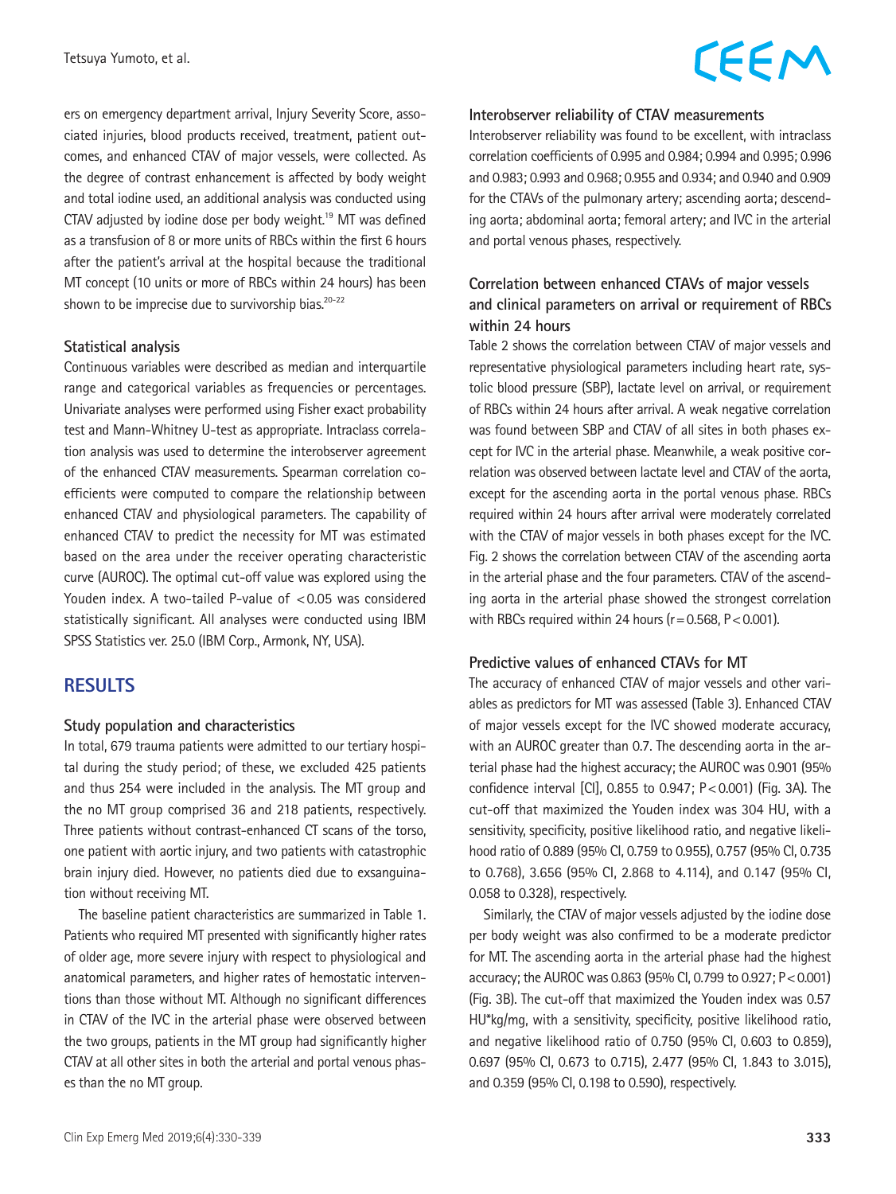ers on emergency department arrival, Injury Severity Score, associated injuries, blood products received, treatment, patient outcomes, and enhanced CTAV of major vessels, were collected. As the degree of contrast enhancement is affected by body weight and total iodine used, an additional analysis was conducted using CTAV adjusted by iodine dose per body weight.[19] MT was defined as a transfusion of 8 or more units of RBCs within the first 6 hours after the patient's arrival at the hospital because the traditional MT concept (10 units or more of RBCs within 24 hours) has been shown to be imprecise due to survivorship bias.[20-22]

### Statistical analysis

Continuous variables were described as median and interquartile range and categorical variables as frequencies or percentages. Univariate analyses were performed using Fisher exact probability test and Mann-Whitney U-test as appropriate. Intraclass correlation analysis was used to determine the interobserver agreement of the enhanced CTAV measurements. Spearman correlation coefficients were computed to compare the relationship between enhanced CTAV and physiological parameters. The capability of enhanced CTAV to predict the necessity for MT was estimated based on the area under the receiver operating characteristic curve (AUROC). The optimal cut-off value was explored using the Youden index. A two-tailed P-value of $<0.05$ was considered statistically significant. All analyses were conducted using IBM SPSS Statistics ver. 25.0 (IBM Corp., Armonk, NY, USA).

## RESULTS

### Study population and characteristics

In total, 679 trauma patients were admitted to our tertiary hospital during the study period; of these, we excluded 425 patients and thus 254 were included in the analysis. The MT group and the no MT group comprised 36 and 218 patients, respectively. Three patients without contrast-enhanced CT scans of the torso, one patient with aortic injury, and two patients with catastrophic brain injury died. However, no patients died due to exsanguination without receiving MT.

The baseline patient characteristics are summarized in Table 1. Patients who required MT presented with significantly higher rates of older age, more severe injury with respect to physiological and anatomical parameters, and higher rates of hemostatic interventions than those without MT. Although no significant differences in CTAV of the IVC in the arterial phase were observed between the two groups, patients in the MT group had significantly higher CTAV at all other sites in both the arterial and portal venous phases than the no MT group.

### Interobserver reliability of CTAV measurements

Interobserver reliability was found to be excellent, with intraclass correlation coefficients of 0.995 and 0.984; 0.994 and 0.995; 0.996 and 0.983; 0.993 and 0.968; 0.955 and 0.934; and 0.940 and 0.909 for the CTAVs of the pulmonary artery; ascending aorta; descending aorta; abdominal aorta; femoral artery; and IVC in the arterial and portal venous phases, respectively.

### Correlation between enhanced CTAVs of major vessels and clinical parameters on arrival or requirement of RBCs within 24 hours

Table 2 shows the correlation between CTAV of major vessels and representative physiological parameters including heart rate, systolic blood pressure (SBP), lactate level on arrival, or requirement of RBCs within 24 hours after arrival. A weak negative correlation was found between SBP and CTAV of all sites in both phases except for IVC in the arterial phase. Meanwhile, a weak positive correlation was observed between lactate level and CTAV of the aorta, except for the ascending aorta in the portal venous phase. RBCs required within 24 hours after arrival were moderately correlated with the CTAV of major vessels in both phases except for the IVC. Fig. 2 shows the correlation between CTAV of the ascending aorta in the arterial phase and the four parameters. CTAV of the ascending aorta in the arterial phase showed the strongest correlation with RBCs required within 24 hours ($r=0.568$, $P<0.001$).

### Predictive values of enhanced CTAVs for MT

The accuracy of enhanced CTAV of major vessels and other variables as predictors for MT was assessed (Table 3). Enhanced CTAV of major vessels except for the IVC showed moderate accuracy, with an AUROC greater than 0.7. The descending aorta in the arterial phase had the highest accuracy; the AUROC was 0.901 (95% confidence interval [CI], 0.855 to 0.947; $P<0.001$) (Fig. 3A). The cut-off that maximized the Youden index was 304 HU, with a sensitivity, specificity, positive likelihood ratio, and negative likelihood ratio of 0.889 (95% CI, 0.759 to 0.955), 0.757 (95% CI, 0.735 to 0.768), 3.656 (95% CI, 2.868 to 4.114), and 0.147 (95% CI, 0.058 to 0.328), respectively.

Similarly, the CTAV of major vessels adjusted by the iodine dose per body weight was also confirmed to be a moderate predictor for MT. The ascending aorta in the arterial phase had the highest accuracy; the AUROC was 0.863 (95% CI, 0.799 to 0.927; $P<0.001$) (Fig. 3B). The cut-off that maximized the Youden index was 0.57 HU*kg/mg, with a sensitivity, specificity, positive likelihood ratio, and negative likelihood ratio of 0.750 (95% CI, 0.603 to 0.859), 0.697 (95% CI, 0.673 to 0.715), 2.477 (95% CI, 1.843 to 3.015), and 0.359 (95% CI, 0.198 to 0.590), respectively.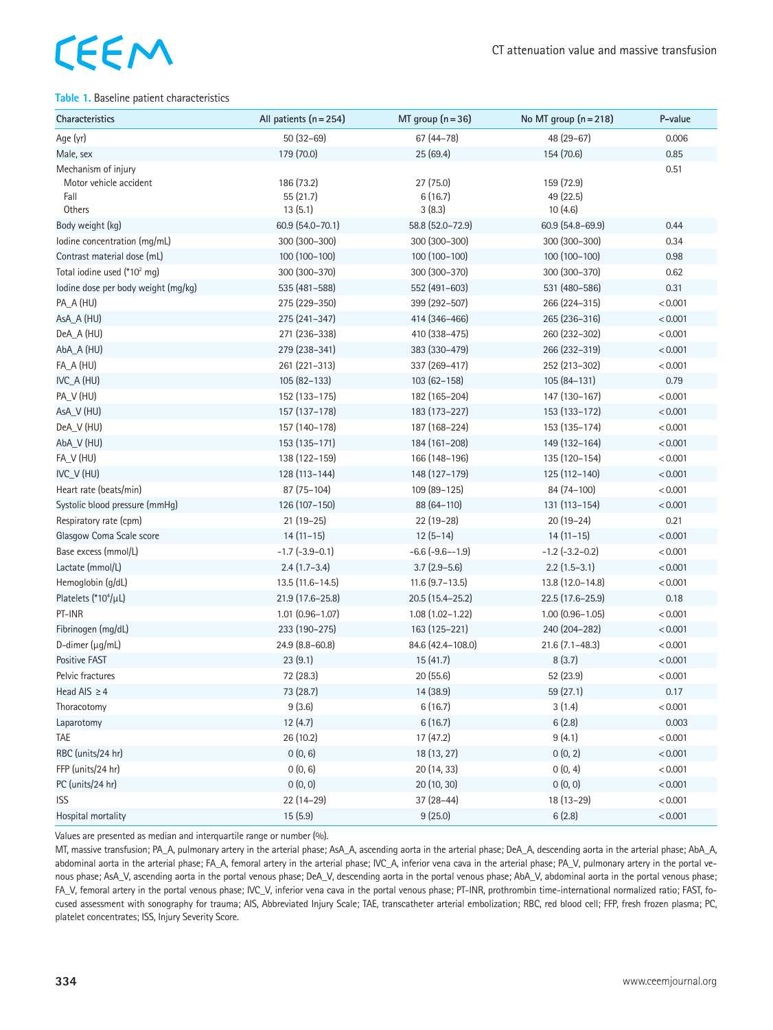**Table 1.** Baseline patient characteristics

| Characteristics | All patients (n = 254) | MT group (n = 36) | No MT group (n = 218) | P-value |
|---|---|---|---|---|
| Age (yr) | 50 (32–69) | 67 (44–78) | 48 (29–67) | 0.006 |
| Male, sex | 179 (70.0) | 25 (69.4) | 154 (70.6) | 0.85 |
| Mechanism of injury | | | | 0.51 |
| Motor vehicle accident | 186 (73.2) | 27 (75.0) | 159 (72.9) | |
| Fall | 55 (21.7) | 6 (16.7) | 49 (22.5) | |
| Others | 13 (5.1) | 3 (8.3) | 10 (4.6) | |
| Body weight (kg) | 60.9 (54.0–70.1) | 58.8 (52.0–72.9) | 60.9 (54.8–69.9) | 0.44 |
| Iodine concentration (mg/mL) | 300 (300–300) | 300 (300–300) | 300 (300–300) | 0.34 |
| Contrast material dose (mL) | 100 (100–100) | 100 (100–100) | 100 (100–100) | 0.98 |
| Total iodine used (*$10^2$ mg) | 300 (300–370) | 300 (300–370) | 300 (300–370) | 0.62 |
| Iodine dose per body weight (mg/kg) | 535 (481–588) | 552 (491–603) | 531 (480–586) | 0.31 |
| PA_A (HU) | 275 (229–350) | 399 (292–507) | 266 (224–315) | < 0.001 |
| AsA_A (HU) | 275 (241–347) | 414 (346–466) | 265 (236–316) | < 0.001 |
| DeA_A (HU) | 271 (236–338) | 410 (338–475) | 260 (232–302) | < 0.001 |
| AbA_A (HU) | 279 (238–341) | 383 (330–479) | 266 (232–319) | < 0.001 |
| FA_A (HU) | 261 (221–313) | 337 (269–417) | 252 (213–302) | < 0.001 |
| IVC_A (HU) | 105 (82–133) | 103 (62–158) | 105 (84–131) | 0.79 |
| PA_V (HU) | 152 (133–175) | 182 (165–204) | 147 (130–167) | < 0.001 |
| AsA_V (HU) | 157 (137–178) | 183 (173–227) | 153 (133–172) | < 0.001 |
| DeA_V (HU) | 157 (140–178) | 187 (168–224) | 153 (135–174) | < 0.001 |
| AbA_V (HU) | 153 (135–171) | 184 (161–208) | 149 (132–164) | < 0.001 |
| FA_V (HU) | 138 (122–159) | 166 (148–196) | 135 (120–154) | < 0.001 |
| IVC_V (HU) | 128 (113–144) | 148 (127–179) | 125 (112–140) | < 0.001 |
| Heart rate (beats/min) | 87 (75–104) | 109 (89–125) | 84 (74–100) | < 0.001 |
| Systolic blood pressure (mmHg) | 126 (107–150) | 88 (64–110) | 131 (113–154) | < 0.001 |
| Respiratory rate (cpm) | 21 (19–25) | 22 (19–28) | 20 (19–24) | 0.21 |
| Glasgow Coma Scale score | 14 (11–15) | 12 (5–14) | 14 (11–15) | < 0.001 |
| Base excess (mmol/L) | -1.7 (-3.9–0.1) | -6.6 (-9.6–-1.9) | -1.2 (-3.2–0.2) | < 0.001 |
| Lactate (mmol/L) | 2.4 (1.7–3.4) | 3.7 (2.9–5.6) | 2.2 (1.5–3.1) | < 0.001 |
| Hemoglobin (g/dL) | 13.5 (11.6–14.5) | 11.6 (9.7–13.5) | 13.8 (12.0–14.8) | < 0.001 |
| Platelets (*$10^4$/μL) | 21.9 (17.6–25.8) | 20.5 (15.4–25.2) | 22.5 (17.6–25.9) | 0.18 |
| PT-INR | 1.01 (0.96–1.07) | 1.08 (1.02–1.22) | 1.00 (0.96–1.05) | < 0.001 |
| Fibrinogen (mg/dL) | 233 (190–275) | 163 (125–221) | 240 (204–282) | < 0.001 |
| D-dimer (μg/mL) | 24.9 (8.8–60.8) | 84.6 (42.4–108.0) | 21.6 (7.1–48.3) | < 0.001 |
| Positive FAST | 23 (9.1) | 15 (41.7) | 8 (3.7) | < 0.001 |
| Pelvic fractures | 72 (28.3) | 20 (55.6) | 52 (23.9) | < 0.001 |
| Head AIS ≥ 4 | 73 (28.7) | 14 (38.9) | 59 (27.1) | 0.17 |
| Thoracotomy | 9 (3.6) | 6 (16.7) | 3 (1.4) | < 0.001 |
| Laparotomy | 12 (4.7) | 6 (16.7) | 6 (2.8) | 0.003 |
| TAE | 26 (10.2) | 17 (47.2) | 9 (4.1) | < 0.001 |
| RBC (units/24 hr) | 0 (0, 6) | 18 (13, 27) | 0 (0, 2) | < 0.001 |
| FFP (units/24 hr) | 0 (0, 6) | 20 (14, 33) | 0 (0, 4) | < 0.001 |
| PC (units/24 hr) | 0 (0, 0) | 20 (10, 30) | 0 (0, 0) | < 0.001 |
| ISS | 22 (14–29) | 37 (28–44) | 18 (13–29) | < 0.001 |
| Hospital mortality | 15 (5.9) | 9 (25.0) | 6 (2.8) | < 0.001 |

Values are presented as median and interquartile range or number (%).

MT, massive transfusion; PA_A, pulmonary artery in the arterial phase; AsA_A, ascending aorta in the arterial phase; DeA_A, descending aorta in the arterial phase; AbA_A, abdominal aorta in the arterial phase; FA_A, femoral artery in the arterial phase; IVC_A, inferior vena cava in the arterial phase; PA_V, pulmonary artery in the portal venous phase; AsA_V, ascending aorta in the portal venous phase; DeA_V, descending aorta in the portal venous phase; AbA_V, abdominal aorta in the portal venous phase; FA_V, femoral artery in the portal venous phase; IVC_V, inferior vena cava in the portal venous phase; PT-INR, prothrombin time-international normalized ratio; FAST, focused assessment with sonography for trauma; AIS, Abbreviated Injury Scale; TAE, transcatheter arterial embolization; RBC, red blood cell; FFP, fresh frozen plasma; PC, platelet concentrates; ISS, Injury Severity Score.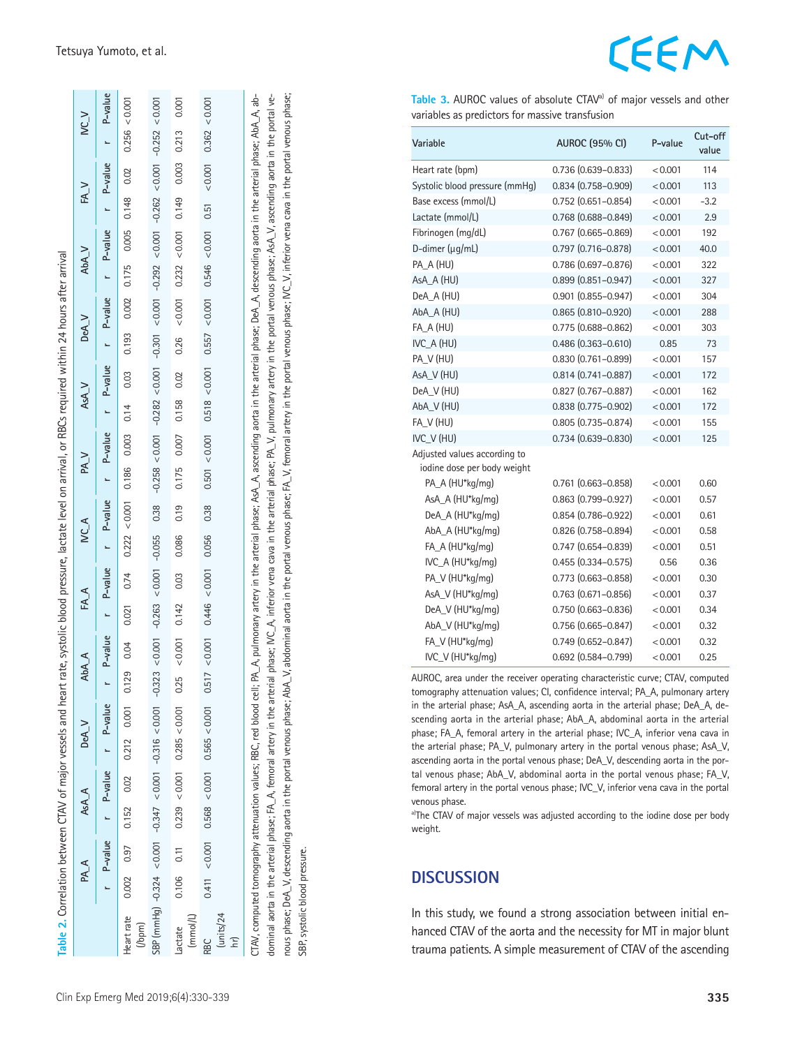**Table 2.** Correlation between CTAV of major vessels and heart rate, systolic blood pressure, lactate level on arrival, or RBCs required within 24 hours after arrival

| | PA_A | | AsA_A | | DeA_V | | AbA_A | | FA_A | | IVC_A | | PA_V | | AsA_V | | DeA_V | | AbA_V | | FA_V | | IVC_V | |
|---|---|---|---|---|---|---|---|---|---|---|---|---|---|---|---|---|---|---|---|---|---|---|---|---|
| | r | P-value | r | P-value | r | P-value | r | P-value | r | P-value | r | P-value | r | P-value | r | P-value | r | P-value | r | P-value | r | P-value | r | P-value |
| Heart rate (/bpm) | 0.002 | 0.97 | 0.152 | 0.02 | 0.212 | 0.001 | 0.129 | 0.04 | 0.021 | 0.74 | 0.222 | <0.001 | 0.186 | 0.003 | 0.14 | 0.03 | 0.193 | 0.002 | 0.175 | 0.005 | 0.148 | 0.02 | 0.256 | <0.001 |
| SBP (mmHg) | -0.324 | <0.001 | -0.347 | <0.001 | -0.316 | <0.001 | -0.323 | <0.001 | -0.263 | <0.001 | -0.055 | 0.38 | -0.258 | <0.001 | -0.282 | <0.001 | -0.301 | <0.001 | -0.292 | <0.001 | -0.262 | <0.001 | -0.252 | <0.001 |
| Lactate (mmol/L) | 0.106 | 0.11 | 0.239 | <0.001 | 0.285 | <0.001 | 0.25 | <0.001 | 0.142 | 0.03 | 0.086 | 0.19 | 0.175 | 0.007 | 0.158 | 0.02 | 0.26 | <0.001 | 0.232 | <0.001 | 0.149 | 0.003 | 0.213 | 0.001 |
| RBC (units/24 hr) | 0.411 | <0.001 | 0.568 | <0.001 | 0.565 | <0.001 | 0.517 | <0.001 | 0.446 | <0.001 | 0.056 | 0.38 | 0.501 | <0.001 | 0.518 | <0.001 | 0.557 | <0.001 | 0.546 | <0.001 | 0.51 | <0.001 | 0.362 | <0.001 |

CTAV, computed tomography attenuation values; RBC, red blood cell; PA_A, pulmonary artery in the arterial phase; AsA_A, ascending aorta in the arterial phase; DeA_A, descending aorta in the arterial phase; AbA_A, abdominal aorta in the arterial phase; FA_A, femoral artery in the arterial phase; IVC_A, inferior vena cava in the arterial phase; PA_V, pulmonary artery in the portal venous phase; AsA_V, ascending aorta in the portal venous phase; DeA_V, descending aorta in the portal venous phase; AbA_V, abdominal aorta in the portal venous phase; FA_V, femoral artery in the portal venous phase; IVC_V, inferior vena cava in the portal venous phase; SBP, systolic blood pressure.

**Table 3.** AUROC values of absolute CTAV[a] of major vessels and other variables as predictors for massive transfusion

| Variable | AUROC (95% CI) | P-value | Cut-off value |
|---|---|---|---|
| Heart rate (bpm) | 0.736 (0.639–0.833) | <0.001 | 114 |
| Systolic blood pressure (mmHg) | 0.834 (0.758–0.909) | <0.001 | 113 |
| Base excess (mmol/L) | 0.752 (0.651–0.854) | <0.001 | -3.2 |
| Lactate (mmol/L) | 0.768 (0.688–0.849) | <0.001 | 2.9 |
| Fibrinogen (mg/dL) | 0.767 (0.665–0.869) | <0.001 | 192 |
| D-dimer (μg/mL) | 0.797 (0.716–0.878) | <0.001 | 40.0 |
| PA_A (HU) | 0.786 (0.697–0.876) | <0.001 | 322 |
| AsA_A (HU) | 0.899 (0.851–0.947) | <0.001 | 327 |
| DeA_A (HU) | 0.901 (0.855–0.947) | <0.001 | 304 |
| AbA_A (HU) | 0.865 (0.810–0.920) | <0.001 | 288 |
| FA_A (HU) | 0.775 (0.688–0.862) | <0.001 | 303 |
| IVC_A (HU) | 0.486 (0.363–0.610) | 0.85 | 73 |
| PA_V (HU) | 0.830 (0.761–0.899) | <0.001 | 157 |
| AsA_V (HU) | 0.814 (0.741–0.887) | <0.001 | 172 |
| DeA_V (HU) | 0.827 (0.767–0.887) | <0.001 | 162 |
| AbA_V (HU) | 0.838 (0.775–0.902) | <0.001 | 172 |
| FA_V (HU) | 0.805 (0.735–0.874) | <0.001 | 155 |
| IVC_V (HU) | 0.734 (0.639–0.830) | <0.001 | 125 |
| Adjusted values according to iodine dose per body weight | | | |
| PA_A (HU*kg/mg) | 0.761 (0.663–0.858) | <0.001 | 0.60 |
| AsA_A (HU*kg/mg) | 0.863 (0.799–0.927) | <0.001 | 0.57 |
| DeA_A (HU*kg/mg) | 0.854 (0.786–0.922) | <0.001 | 0.61 |
| AbA_A (HU*kg/mg) | 0.826 (0.758–0.894) | <0.001 | 0.58 |
| FA_A (HU*kg/mg) | 0.747 (0.654–0.839) | <0.001 | 0.51 |
| IVC_A (HU*kg/mg) | 0.455 (0.334–0.575) | 0.56 | 0.36 |
| PA_V (HU*kg/mg) | 0.773 (0.663–0.858) | <0.001 | 0.30 |
| AsA_V (HU*kg/mg) | 0.763 (0.671–0.856) | <0.001 | 0.37 |
| DeA_V (HU*kg/mg) | 0.750 (0.663–0.836) | <0.001 | 0.34 |
| AbA_V (HU*kg/mg) | 0.756 (0.665–0.847) | <0.001 | 0.32 |
| FA_V (HU*kg/mg) | 0.749 (0.652–0.847) | <0.001 | 0.32 |
| IVC_V (HU*kg/mg) | 0.692 (0.584–0.799) | <0.001 | 0.25 |

AUROC, area under the receiver operating characteristic curve; CTAV, computed tomography attenuation values; CI, confidence interval; PA_A, pulmonary artery in the arterial phase; AsA_A, ascending aorta in the arterial phase; DeA_A, descending aorta in the arterial phase; AbA_A, abdominal aorta in the arterial phase; FA_A, femoral artery in the arterial phase; IVC_A, inferior vena cava in the arterial phase; PA_V, pulmonary artery in the portal venous phase; AsA_V, ascending aorta in the portal venous phase; DeA_V, descending aorta in the portal venous phase; AbA_V, abdominal aorta in the portal venous phase; FA_V, femoral artery in the portal venous phase; IVC_V, inferior vena cava in the portal venous phase.

[a]The CTAV of major vessels was adjusted according to the iodine dose per body weight.

## DISCUSSION

In this study, we found a strong association between initial enhanced CTAV of the aorta and the necessity for MT in major blunt trauma patients. A simple measurement of CTAV of the ascending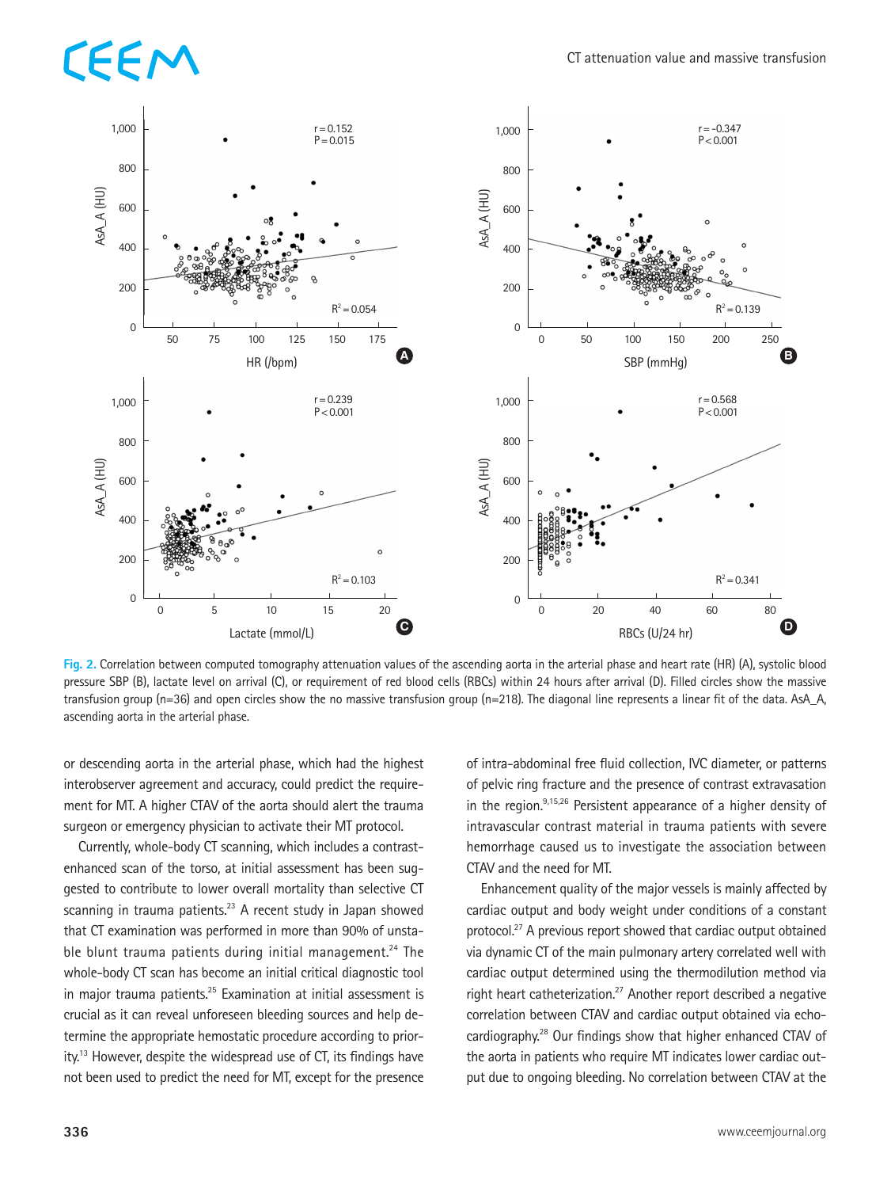Fig. 2. Correlation between computed tomography attenuation values of the ascending aorta in the arterial phase and heart rate (HR) (A), systolic blood pressure SBP (B), lactate level on arrival (C), or requirement of red blood cells (RBCs) within 24 hours after arrival (D). Filled circles show the massive transfusion group (n=36) and open circles show the no massive transfusion group (n=218). The diagonal line represents a linear fit of the data. AsA_A, ascending aorta in the arterial phase.

or descending aorta in the arterial phase, which had the highest interobserver agreement and accuracy, could predict the requirement for MT. A higher CTAV of the aorta should alert the trauma surgeon or emergency physician to activate their MT protocol.

Currently, whole-body CT scanning, which includes a contrast-enhanced scan of the torso, at initial assessment has been suggested to contribute to lower overall mortality than selective CT scanning in trauma patients.[23] A recent study in Japan showed that CT examination was performed in more than 90% of unstable blunt trauma patients during initial management.[24] The whole-body CT scan has become an initial critical diagnostic tool in major trauma patients.[25] Examination at initial assessment is crucial as it can reveal unforeseen bleeding sources and help determine the appropriate hemostatic procedure according to priority.[13] However, despite the widespread use of CT, its findings have not been used to predict the need for MT, except for the presence of intra-abdominal free fluid collection, IVC diameter, or patterns of pelvic ring fracture and the presence of contrast extravasation in the region.[9,15,26] Persistent appearance of a higher density of intravascular contrast material in trauma patients with severe hemorrhage caused us to investigate the association between CTAV and the need for MT.

Enhancement quality of the major vessels is mainly affected by cardiac output and body weight under conditions of a constant protocol.[27] A previous report showed that cardiac output obtained via dynamic CT of the main pulmonary artery correlated well with cardiac output determined using the thermodilution method via right heart catheterization.[27] Another report described a negative correlation between CTAV and cardiac output obtained via echocardiography.[28] Our findings show that higher enhanced CTAV of the aorta in patients who require MT indicates lower cardiac output due to ongoing bleeding. No correlation between CTAV at the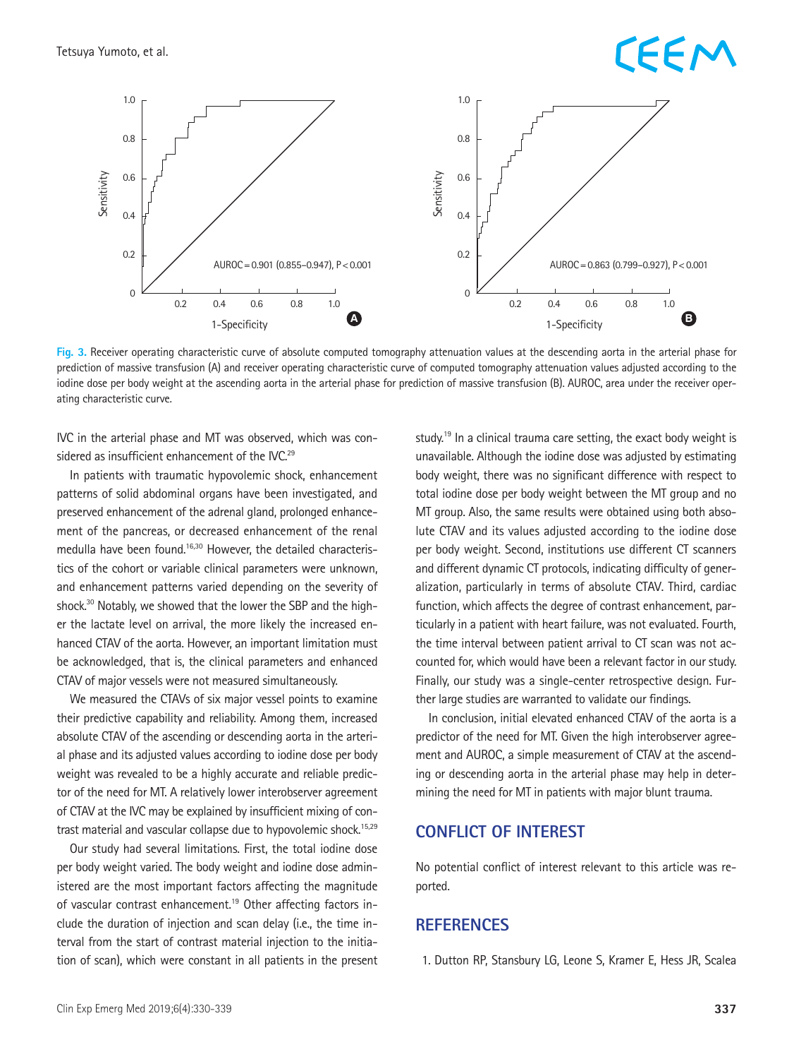Fig. 3. Receiver operating characteristic curve of absolute computed tomography attenuation values at the descending aorta in the arterial phase for prediction of massive transfusion (A) and receiver operating characteristic curve of computed tomography attenuation values adjusted according to the iodine dose per body weight at the ascending aorta in the arterial phase for prediction of massive transfusion (B). AUROC, area under the receiver operating characteristic curve.

IVC in the arterial phase and MT was observed, which was considered as insufficient enhancement of the IVC.[29]

In patients with traumatic hypovolemic shock, enhancement patterns of solid abdominal organs have been investigated, and preserved enhancement of the adrenal gland, prolonged enhancement of the pancreas, or decreased enhancement of the renal medulla have been found.[16,30] However, the detailed characteristics of the cohort or variable clinical parameters were unknown, and enhancement patterns varied depending on the severity of shock.[30] Notably, we showed that the lower the SBP and the higher the lactate level on arrival, the more likely the increased enhanced CTAV of the aorta. However, an important limitation must be acknowledged, that is, the clinical parameters and enhanced CTAV of major vessels were not measured simultaneously.

We measured the CTAVs of six major vessel points to examine their predictive capability and reliability. Among them, increased absolute CTAV of the ascending or descending aorta in the arterial phase and its adjusted values according to iodine dose per body weight was revealed to be a highly accurate and reliable predictor of the need for MT. A relatively lower interobserver agreement of CTAV at the IVC may be explained by insufficient mixing of contrast material and vascular collapse due to hypovolemic shock.[15,29]

Our study had several limitations. First, the total iodine dose per body weight varied. The body weight and iodine dose administered are the most important factors affecting the magnitude of vascular contrast enhancement.[19] Other affecting factors include the duration of injection and scan delay (i.e., the time interval from the start of contrast material injection to the initiation of scan), which were constant in all patients in the present study.[19] In a clinical trauma care setting, the exact body weight is unavailable. Although the iodine dose was adjusted by estimating body weight, there was no significant difference with respect to total iodine dose per body weight between the MT group and no MT group. Also, the same results were obtained using both absolute CTAV and its values adjusted according to the iodine dose per body weight. Second, institutions use different CT scanners and different dynamic CT protocols, indicating difficulty of generalization, particularly in terms of absolute CTAV. Third, cardiac function, which affects the degree of contrast enhancement, particularly in a patient with heart failure, was not evaluated. Fourth, the time interval between patient arrival to CT scan was not accounted for, which would have been a relevant factor in our study. Finally, our study was a single-center retrospective design. Further large studies are warranted to validate our findings.

In conclusion, initial elevated enhanced CTAV of the aorta is a predictor of the need for MT. Given the high interobserver agreement and AUROC, a simple measurement of CTAV at the ascending or descending aorta in the arterial phase may help in determining the need for MT in patients with major blunt trauma.

## CONFLICT OF INTEREST

No potential conflict of interest relevant to this article was reported.

## REFERENCES

1. Dutton RP, Stansbury LG, Leone S, Kramer E, Hess JR, Scalea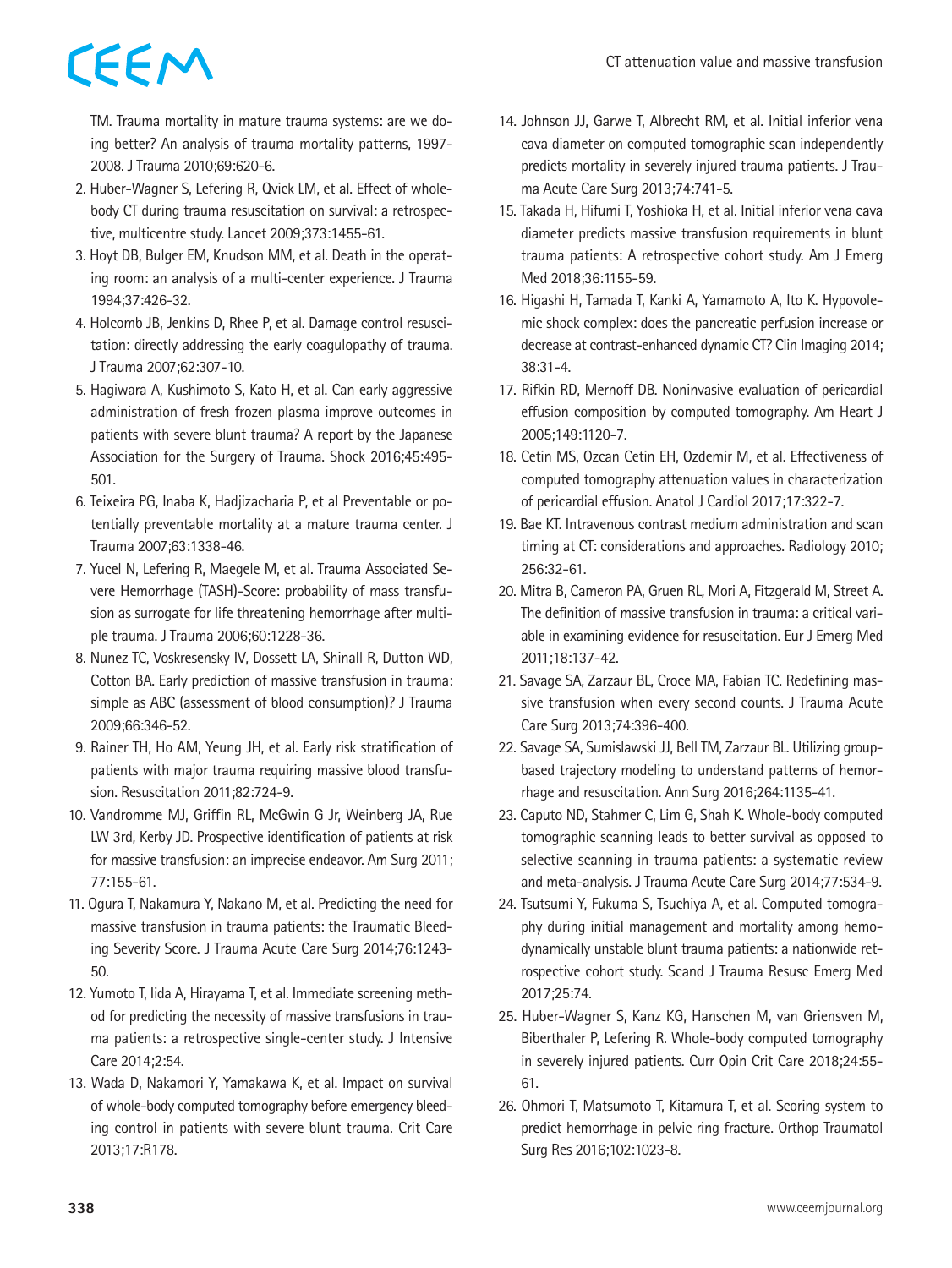TM. Trauma mortality in mature trauma systems: are we doing better? An analysis of trauma mortality patterns, 1997-2008. J Trauma 2010;69:620-6.

2. Huber-Wagner S, Lefering R, Qvick LM, et al. Effect of whole-body CT during trauma resuscitation on survival: a retrospective, multicentre study. Lancet 2009;373:1455-61.
3. Hoyt DB, Bulger EM, Knudson MM, et al. Death in the operating room: an analysis of a multi-center experience. J Trauma 1994;37:426-32.
4. Holcomb JB, Jenkins D, Rhee P, et al. Damage control resuscitation: directly addressing the early coagulopathy of trauma. J Trauma 2007;62:307-10.
5. Hagiwara A, Kushimoto S, Kato H, et al. Can early aggressive administration of fresh frozen plasma improve outcomes in patients with severe blunt trauma? A report by the Japanese Association for the Surgery of Trauma. Shock 2016;45:495-501.
6. Teixeira PG, Inaba K, Hadjizacharia P, et al Preventable or potentially preventable mortality at a mature trauma center. J Trauma 2007;63:1338-46.
7. Yucel N, Lefering R, Maegele M, et al. Trauma Associated Severe Hemorrhage (TASH)-Score: probability of mass transfusion as surrogate for life threatening hemorrhage after multiple trauma. J Trauma 2006;60:1228-36.
8. Nunez TC, Voskresensky IV, Dossett LA, Shinall R, Dutton WD, Cotton BA. Early prediction of massive transfusion in trauma: simple as ABC (assessment of blood consumption)? J Trauma 2009;66:346-52.
9. Rainer TH, Ho AM, Yeung JH, et al. Early risk stratification of patients with major trauma requiring massive blood transfusion. Resuscitation 2011;82:724-9.
10. Vandromme MJ, Griffin RL, McGwin G Jr, Weinberg JA, Rue LW 3rd, Kerby JD. Prospective identification of patients at risk for massive transfusion: an imprecise endeavor. Am Surg 2011; 77:155-61.
11. Ogura T, Nakamura Y, Nakano M, et al. Predicting the need for massive transfusion in trauma patients: the Traumatic Bleeding Severity Score. J Trauma Acute Care Surg 2014;76:1243-50.
12. Yumoto T, Iida A, Hirayama T, et al. Immediate screening method for predicting the necessity of massive transfusions in trauma patients: a retrospective single-center study. J Intensive Care 2014;2:54.
13. Wada D, Nakamori Y, Yamakawa K, et al. Impact on survival of whole-body computed tomography before emergency bleeding control in patients with severe blunt trauma. Crit Care 2013;17:R178.
14. Johnson JJ, Garwe T, Albrecht RM, et al. Initial inferior vena cava diameter on computed tomographic scan independently predicts mortality in severely injured trauma patients. J Trauma Acute Care Surg 2013;74:741-5.
15. Takada H, Hifumi T, Yoshioka H, et al. Initial inferior vena cava diameter predicts massive transfusion requirements in blunt trauma patients: A retrospective cohort study. Am J Emerg Med 2018;36:1155-59.
16. Higashi H, Tamada T, Kanki A, Yamamoto A, Ito K. Hypovolemic shock complex: does the pancreatic perfusion increase or decrease at contrast-enhanced dynamic CT? Clin Imaging 2014; 38:31-4.
17. Rifkin RD, Mernoff DB. Noninvasive evaluation of pericardial effusion composition by computed tomography. Am Heart J 2005;149:1120-7.
18. Cetin MS, Ozcan Cetin EH, Ozdemir M, et al. Effectiveness of computed tomography attenuation values in characterization of pericardial effusion. Anatol J Cardiol 2017;17:322-7.
19. Bae KT. Intravenous contrast medium administration and scan timing at CT: considerations and approaches. Radiology 2010; 256:32-61.
20. Mitra B, Cameron PA, Gruen RL, Mori A, Fitzgerald M, Street A. The definition of massive transfusion in trauma: a critical variable in examining evidence for resuscitation. Eur J Emerg Med 2011;18:137-42.
21. Savage SA, Zarzaur BL, Croce MA, Fabian TC. Redefining massive transfusion when every second counts. J Trauma Acute Care Surg 2013;74:396-400.
22. Savage SA, Sumislawski JJ, Bell TM, Zarzaur BL. Utilizing group-based trajectory modeling to understand patterns of hemorrhage and resuscitation. Ann Surg 2016;264:1135-41.
23. Caputo ND, Stahmer C, Lim G, Shah K. Whole-body computed tomographic scanning leads to better survival as opposed to selective scanning in trauma patients: a systematic review and meta-analysis. J Trauma Acute Care Surg 2014;77:534-9.
24. Tsutsumi Y, Fukuma S, Tsuchiya A, et al. Computed tomography during initial management and mortality among hemodynamically unstable blunt trauma patients: a nationwide retrospective cohort study. Scand J Trauma Resusc Emerg Med 2017;25:74.
25. Huber-Wagner S, Kanz KG, Hanschen M, van Griensven M, Biberthaler P, Lefering R. Whole-body computed tomography in severely injured patients. Curr Opin Crit Care 2018;24:55-61.
26. Ohmori T, Matsumoto T, Kitamura T, et al. Scoring system to predict hemorrhage in pelvic ring fracture. Orthop Traumatol Surg Res 2016;102:1023-8.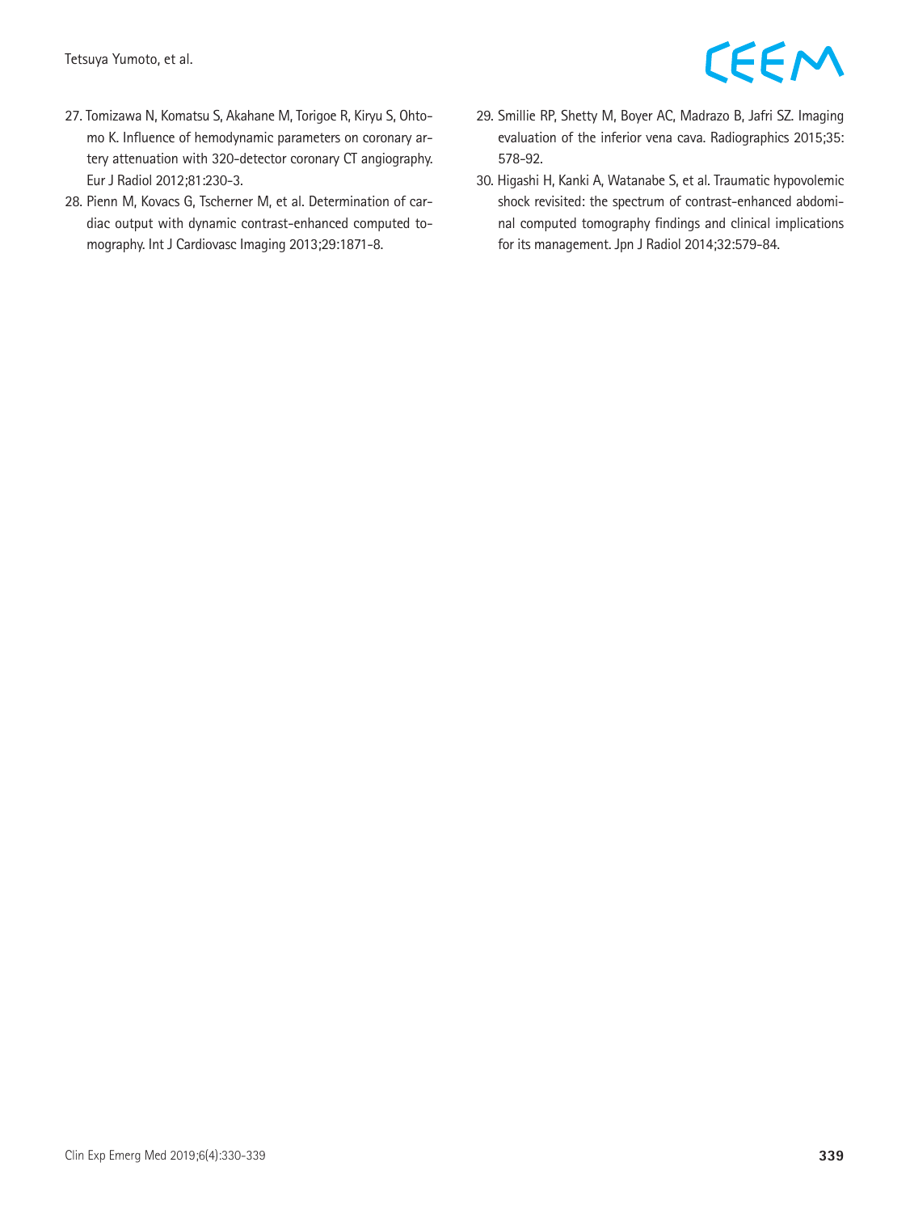27. Tomizawa N, Komatsu S, Akahane M, Torigoe R, Kiryu S, Ohtomo K. Influence of hemodynamic parameters on coronary artery attenuation with 320-detector coronary CT angiography. Eur J Radiol 2012;81:230-3.
28. Pienn M, Kovacs G, Tscherner M, et al. Determination of cardiac output with dynamic contrast-enhanced computed tomography. Int J Cardiovasc Imaging 2013;29:1871-8.
29. Smillie RP, Shetty M, Boyer AC, Madrazo B, Jafri SZ. Imaging evaluation of the inferior vena cava. Radiographics 2015;35:578-92.
30. Higashi H, Kanki A, Watanabe S, et al. Traumatic hypovolemic shock revisited: the spectrum of contrast-enhanced abdominal computed tomography findings and clinical implications for its management. Jpn J Radiol 2014;32:579-84.